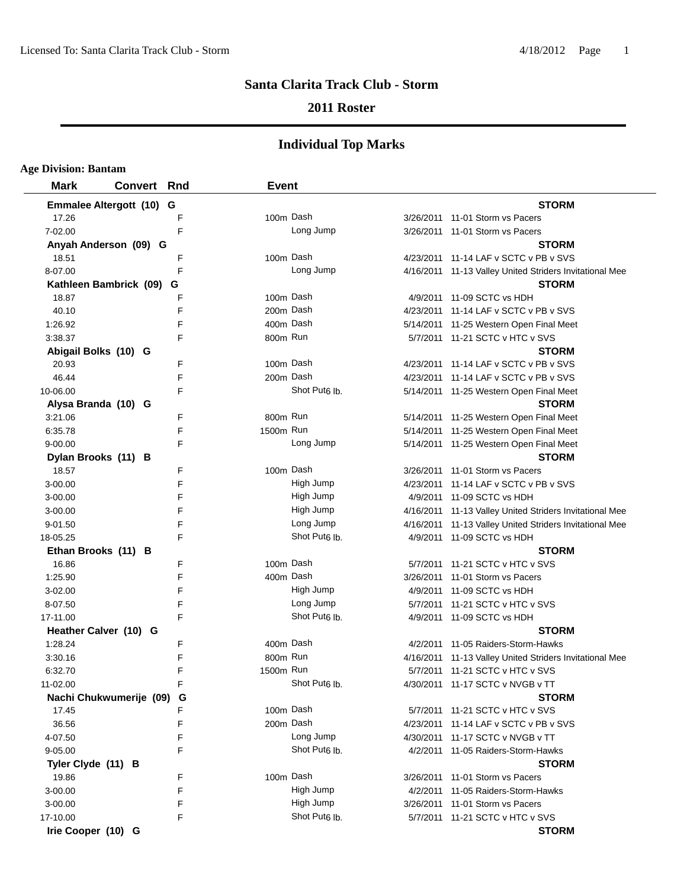# Santa Clarita Track Club - Storm

## 2011 Roster

## Individual Top Marks

**Age Division: Bantam**

| Mark | Convert | Rnd | Event | | Date | Meet |
|---|---|---|---|---|---|---|
| **Emmalee Altergott (10) G** | | | | | | **STORM** |
| 17.26 | | F | 100m | Dash | 3/26/2011 | 11-01 Storm vs Pacers |
| 7-02.00 | | F | | Long Jump | 3/26/2011 | 11-01 Storm vs Pacers |
| **Anyah Anderson (09) G** | | | | | | **STORM** |
| 18.51 | | F | 100m | Dash | 4/23/2011 | 11-14 LAF v SCTC v PB v SVS |
| 8-07.00 | | F | | Long Jump | 4/16/2011 | 11-13 Valley United Striders Invitational Mee |
| **Kathleen Bambrick (09) G** | | | | | | **STORM** |
| 18.87 | | F | 100m | Dash | 4/9/2011 | 11-09 SCTC vs HDH |
| 40.10 | | F | 200m | Dash | 4/23/2011 | 11-14 LAF v SCTC v PB v SVS |
| 1:26.92 | | F | 400m | Dash | 5/14/2011 | 11-25 Western Open Final Meet |
| 3:38.37 | | F | 800m | Run | 5/7/2011 | 11-21 SCTC v HTC v SVS |
| **Abigail Bolks (10) G** | | | | | | **STORM** |
| 20.93 | | F | 100m | Dash | 4/23/2011 | 11-14 LAF v SCTC v PB v SVS |
| 46.44 | | F | 200m | Dash | 4/23/2011 | 11-14 LAF v SCTC v PB v SVS |
| 10-06.00 | | F | | Shot Put6 lb. | 5/14/2011 | 11-25 Western Open Final Meet |
| **Alysa Branda (10) G** | | | | | | **STORM** |
| 3:21.06 | | F | 800m | Run | 5/14/2011 | 11-25 Western Open Final Meet |
| 6:35.78 | | F | 1500m | Run | 5/14/2011 | 11-25 Western Open Final Meet |
| 9-00.00 | | F | | Long Jump | 5/14/2011 | 11-25 Western Open Final Meet |
| **Dylan Brooks (11) B** | | | | | | **STORM** |
| 18.57 | | F | 100m | Dash | 3/26/2011 | 11-01 Storm vs Pacers |
| 3-00.00 | | F | | High Jump | 4/23/2011 | 11-14 LAF v SCTC v PB v SVS |
| 3-00.00 | | F | | High Jump | 4/9/2011 | 11-09 SCTC vs HDH |
| 3-00.00 | | F | | High Jump | 4/16/2011 | 11-13 Valley United Striders Invitational Mee |
| 9-01.50 | | F | | Long Jump | 4/16/2011 | 11-13 Valley United Striders Invitational Mee |
| 18-05.25 | | F | | Shot Put6 lb. | 4/9/2011 | 11-09 SCTC vs HDH |
| **Ethan Brooks (11) B** | | | | | | **STORM** |
| 16.86 | | F | 100m | Dash | 5/7/2011 | 11-21 SCTC v HTC v SVS |
| 1:25.90 | | F | 400m | Dash | 3/26/2011 | 11-01 Storm vs Pacers |
| 3-02.00 | | F | | High Jump | 4/9/2011 | 11-09 SCTC vs HDH |
| 8-07.50 | | F | | Long Jump | 5/7/2011 | 11-21 SCTC v HTC v SVS |
| 17-11.00 | | F | | Shot Put6 lb. | 4/9/2011 | 11-09 SCTC vs HDH |
| **Heather Calver (10) G** | | | | | | **STORM** |
| 1:28.24 | | F | 400m | Dash | 4/2/2011 | 11-05 Raiders-Storm-Hawks |
| 3:30.16 | | F | 800m | Run | 4/16/2011 | 11-13 Valley United Striders Invitational Mee |
| 6:32.70 | | F | 1500m | Run | 5/7/2011 | 11-21 SCTC v HTC v SVS |
| 11-02.00 | | F | | Shot Put6 lb. | 4/30/2011 | 11-17 SCTC v NVGB v TT |
| **Nachi Chukwumerije (09) G** | | | | | | **STORM** |
| 17.45 | | F | 100m | Dash | 5/7/2011 | 11-21 SCTC v HTC v SVS |
| 36.56 | | F | 200m | Dash | 4/23/2011 | 11-14 LAF v SCTC v PB v SVS |
| 4-07.50 | | F | | Long Jump | 4/30/2011 | 11-17 SCTC v NVGB v TT |
| 9-05.00 | | F | | Shot Put6 lb. | 4/2/2011 | 11-05 Raiders-Storm-Hawks |
| **Tyler Clyde (11) B** | | | | | | **STORM** |
| 19.86 | | F | 100m | Dash | 3/26/2011 | 11-01 Storm vs Pacers |
| 3-00.00 | | F | | High Jump | 4/2/2011 | 11-05 Raiders-Storm-Hawks |
| 3-00.00 | | F | | High Jump | 3/26/2011 | 11-01 Storm vs Pacers |
| 17-10.00 | | F | | Shot Put6 lb. | 5/7/2011 | 11-21 SCTC v HTC v SVS |
| **Irie Cooper (10) G** | | | | | | **STORM** |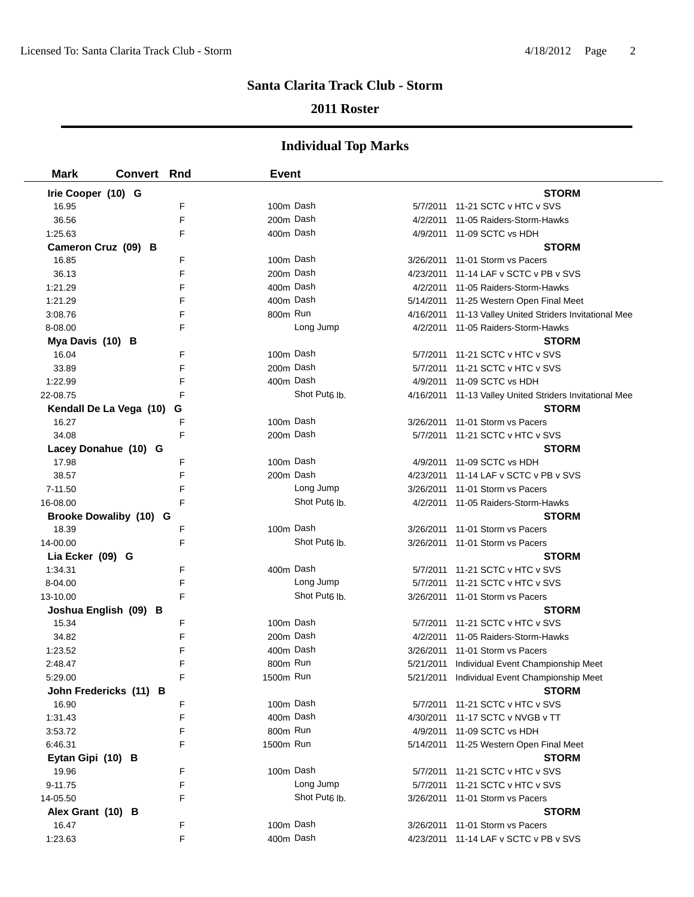## Santa Clarita Track Club - Storm

### 2011 Roster

### Individual Top Marks

| Mark | Convert | Rnd | Event | Date | Meet |
|---|---|---|---|---|---|
| **Irie Cooper (10) G** | | | | | **STORM** |
| 16.95 | | F | 100m Dash | 5/7/2011 | 11-21 SCTC v HTC v SVS |
| 36.56 | | F | 200m Dash | 4/2/2011 | 11-05 Raiders-Storm-Hawks |
| 1:25.63 | | F | 400m Dash | 4/9/2011 | 11-09 SCTC vs HDH |
| **Cameron Cruz (09) B** | | | | | **STORM** |
| 16.85 | | F | 100m Dash | 3/26/2011 | 11-01 Storm vs Pacers |
| 36.13 | | F | 200m Dash | 4/23/2011 | 11-14 LAF v SCTC v PB v SVS |
| 1:21.29 | | F | 400m Dash | 4/2/2011 | 11-05 Raiders-Storm-Hawks |
| 1:21.29 | | F | 400m Dash | 5/14/2011 | 11-25 Western Open Final Meet |
| 3:08.76 | | F | 800m Run | 4/16/2011 | 11-13 Valley United Striders Invitational Mee |
| 8-08.00 | | F | Long Jump | 4/2/2011 | 11-05 Raiders-Storm-Hawks |
| **Mya Davis (10) B** | | | | | **STORM** |
| 16.04 | | F | 100m Dash | 5/7/2011 | 11-21 SCTC v HTC v SVS |
| 33.89 | | F | 200m Dash | 5/7/2011 | 11-21 SCTC v HTC v SVS |
| 1:22.99 | | F | 400m Dash | 4/9/2011 | 11-09 SCTC vs HDH |
| 22-08.75 | | F | Shot Put 6 lb. | 4/16/2011 | 11-13 Valley United Striders Invitational Mee |
| **Kendall De La Vega (10) G** | | | | | **STORM** |
| 16.27 | | F | 100m Dash | 3/26/2011 | 11-01 Storm vs Pacers |
| 34.08 | | F | 200m Dash | 5/7/2011 | 11-21 SCTC v HTC v SVS |
| **Lacey Donahue (10) G** | | | | | **STORM** |
| 17.98 | | F | 100m Dash | 4/9/2011 | 11-09 SCTC vs HDH |
| 38.57 | | F | 200m Dash | 4/23/2011 | 11-14 LAF v SCTC v PB v SVS |
| 7-11.50 | | F | Long Jump | 3/26/2011 | 11-01 Storm vs Pacers |
| 16-08.00 | | F | Shot Put 6 lb. | 4/2/2011 | 11-05 Raiders-Storm-Hawks |
| **Brooke Dowaliby (10) G** | | | | | **STORM** |
| 18.39 | | F | 100m Dash | 3/26/2011 | 11-01 Storm vs Pacers |
| 14-00.00 | | F | Shot Put 6 lb. | 3/26/2011 | 11-01 Storm vs Pacers |
| **Lia Ecker (09) G** | | | | | **STORM** |
| 1:34.31 | | F | 400m Dash | 5/7/2011 | 11-21 SCTC v HTC v SVS |
| 8-04.00 | | F | Long Jump | 5/7/2011 | 11-21 SCTC v HTC v SVS |
| 13-10.00 | | F | Shot Put 6 lb. | 3/26/2011 | 11-01 Storm vs Pacers |
| **Joshua English (09) B** | | | | | **STORM** |
| 15.34 | | F | 100m Dash | 5/7/2011 | 11-21 SCTC v HTC v SVS |
| 34.82 | | F | 200m Dash | 4/2/2011 | 11-05 Raiders-Storm-Hawks |
| 1:23.52 | | F | 400m Dash | 3/26/2011 | 11-01 Storm vs Pacers |
| 2:48.47 | | F | 800m Run | 5/21/2011 | Individual Event Championship Meet |
| 5:29.00 | | F | 1500m Run | 5/21/2011 | Individual Event Championship Meet |
| **John Fredericks (11) B** | | | | | **STORM** |
| 16.90 | | F | 100m Dash | 5/7/2011 | 11-21 SCTC v HTC v SVS |
| 1:31.43 | | F | 400m Dash | 4/30/2011 | 11-17 SCTC v NVGB v TT |
| 3:53.72 | | F | 800m Run | 4/9/2011 | 11-09 SCTC vs HDH |
| 6:46.31 | | F | 1500m Run | 5/14/2011 | 11-25 Western Open Final Meet |
| **Eytan Gipi (10) B** | | | | | **STORM** |
| 19.96 | | F | 100m Dash | 5/7/2011 | 11-21 SCTC v HTC v SVS |
| 9-11.75 | | F | Long Jump | 5/7/2011 | 11-21 SCTC v HTC v SVS |
| 14-05.50 | | F | Shot Put 6 lb. | 3/26/2011 | 11-01 Storm vs Pacers |
| **Alex Grant (10) B** | | | | | **STORM** |
| 16.47 | | F | 100m Dash | 3/26/2011 | 11-01 Storm vs Pacers |
| 1:23.63 | | F | 400m Dash | 4/23/2011 | 11-14 LAF v SCTC v PB v SVS |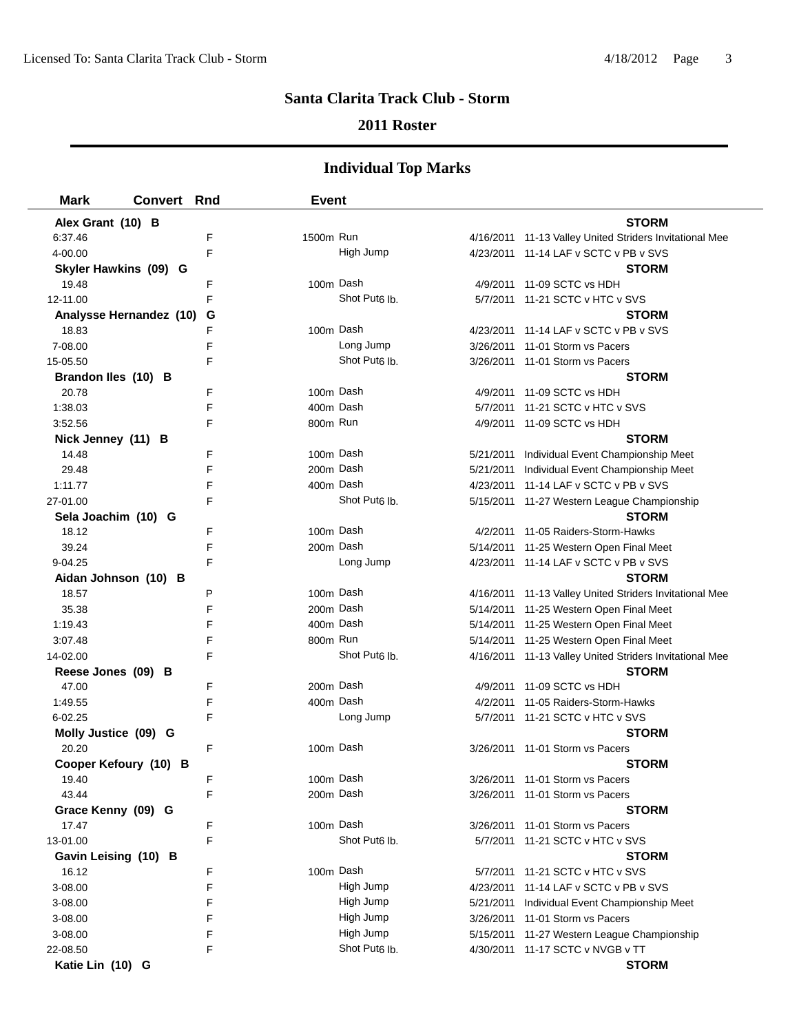# Santa Clarita Track Club - Storm

## 2011 Roster

## Individual Top Marks

| Mark | Convert | Rnd | Event | | Date | Meet |
|---|---|---|---|---|---|---|
| **Alex Grant (10) B** | | | | | | **STORM** |
| 6:37.46 | | F | 1500m | Run | 4/16/2011 | 11-13 Valley United Striders Invitational Mee |
| 4-00.00 | | F | | High Jump | 4/23/2011 | 11-14 LAF v SCTC v PB v SVS |
| **Skyler Hawkins (09) G** | | | | | | **STORM** |
| 19.48 | | F | 100m | Dash | 4/9/2011 | 11-09 SCTC vs HDH |
| 12-11.00 | | F | | Shot Put6 lb. | 5/7/2011 | 11-21 SCTC v HTC v SVS |
| **Analysse Hernandez (10) G** | | | | | | **STORM** |
| 18.83 | | F | 100m | Dash | 4/23/2011 | 11-14 LAF v SCTC v PB v SVS |
| 7-08.00 | | F | | Long Jump | 3/26/2011 | 11-01 Storm vs Pacers |
| 15-05.50 | | F | | Shot Put6 lb. | 3/26/2011 | 11-01 Storm vs Pacers |
| **Brandon Iles (10) B** | | | | | | **STORM** |
| 20.78 | | F | 100m | Dash | 4/9/2011 | 11-09 SCTC vs HDH |
| 1:38.03 | | F | 400m | Dash | 5/7/2011 | 11-21 SCTC v HTC v SVS |
| 3:52.56 | | F | 800m | Run | 4/9/2011 | 11-09 SCTC vs HDH |
| **Nick Jenney (11) B** | | | | | | **STORM** |
| 14.48 | | F | 100m | Dash | 5/21/2011 | Individual Event Championship Meet |
| 29.48 | | F | 200m | Dash | 5/21/2011 | Individual Event Championship Meet |
| 1:11.77 | | F | 400m | Dash | 4/23/2011 | 11-14 LAF v SCTC v PB v SVS |
| 27-01.00 | | F | | Shot Put6 lb. | 5/15/2011 | 11-27 Western League Championship |
| **Sela Joachim (10) G** | | | | | | **STORM** |
| 18.12 | | F | 100m | Dash | 4/2/2011 | 11-05 Raiders-Storm-Hawks |
| 39.24 | | F | 200m | Dash | 5/14/2011 | 11-25 Western Open Final Meet |
| 9-04.25 | | F | | Long Jump | 4/23/2011 | 11-14 LAF v SCTC v PB v SVS |
| **Aidan Johnson (10) B** | | | | | | **STORM** |
| 18.57 | | P | 100m | Dash | 4/16/2011 | 11-13 Valley United Striders Invitational Mee |
| 35.38 | | F | 200m | Dash | 5/14/2011 | 11-25 Western Open Final Meet |
| 1:19.43 | | F | 400m | Dash | 5/14/2011 | 11-25 Western Open Final Meet |
| 3:07.48 | | F | 800m | Run | 5/14/2011 | 11-25 Western Open Final Meet |
| 14-02.00 | | F | | Shot Put6 lb. | 4/16/2011 | 11-13 Valley United Striders Invitational Mee |
| **Reese Jones (09) B** | | | | | | **STORM** |
| 47.00 | | F | 200m | Dash | 4/9/2011 | 11-09 SCTC vs HDH |
| 1:49.55 | | F | 400m | Dash | 4/2/2011 | 11-05 Raiders-Storm-Hawks |
| 6-02.25 | | F | | Long Jump | 5/7/2011 | 11-21 SCTC v HTC v SVS |
| **Molly Justice (09) G** | | | | | | **STORM** |
| 20.20 | | F | 100m | Dash | 3/26/2011 | 11-01 Storm vs Pacers |
| **Cooper Kefoury (10) B** | | | | | | **STORM** |
| 19.40 | | F | 100m | Dash | 3/26/2011 | 11-01 Storm vs Pacers |
| 43.44 | | F | 200m | Dash | 3/26/2011 | 11-01 Storm vs Pacers |
| **Grace Kenny (09) G** | | | | | | **STORM** |
| 17.47 | | F | 100m | Dash | 3/26/2011 | 11-01 Storm vs Pacers |
| 13-01.00 | | F | | Shot Put6 lb. | 5/7/2011 | 11-21 SCTC v HTC v SVS |
| **Gavin Leising (10) B** | | | | | | **STORM** |
| 16.12 | | F | 100m | Dash | 5/7/2011 | 11-21 SCTC v HTC v SVS |
| 3-08.00 | | F | | High Jump | 4/23/2011 | 11-14 LAF v SCTC v PB v SVS |
| 3-08.00 | | F | | High Jump | 5/21/2011 | Individual Event Championship Meet |
| 3-08.00 | | F | | High Jump | 3/26/2011 | 11-01 Storm vs Pacers |
| 3-08.00 | | F | | High Jump | 5/15/2011 | 11-27 Western League Championship |
| 22-08.50 | | F | | Shot Put6 lb. | 4/30/2011 | 11-17 SCTC v NVGB v TT |
| **Katie Lin (10) G** | | | | | | **STORM** |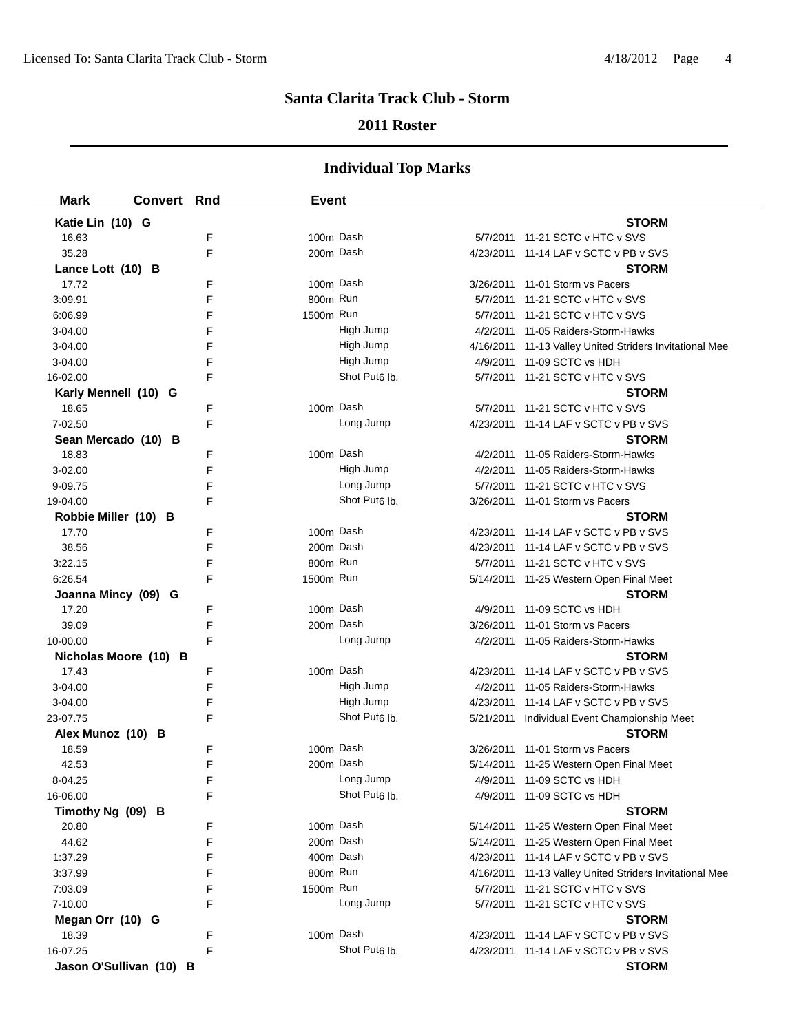# Santa Clarita Track Club - Storm

## 2011 Roster

## Individual Top Marks

| Mark | Convert | Rnd | Event | | Date | Meet |
|---|---|---|---|---|---|---|
| **Katie Lin (10) G** | | | | | | **STORM** |
| 16.63 | | F | 100m | Dash | 5/7/2011 | 11-21 SCTC v HTC v SVS |
| 35.28 | | F | 200m | Dash | 4/23/2011 | 11-14 LAF v SCTC v PB v SVS |
| **Lance Lott (10) B** | | | | | | **STORM** |
| 17.72 | | F | 100m | Dash | 3/26/2011 | 11-01 Storm vs Pacers |
| 3:09.91 | | F | 800m | Run | 5/7/2011 | 11-21 SCTC v HTC v SVS |
| 6:06.99 | | F | 1500m | Run | 5/7/2011 | 11-21 SCTC v HTC v SVS |
| 3-04.00 | | F | | High Jump | 4/2/2011 | 11-05 Raiders-Storm-Hawks |
| 3-04.00 | | F | | High Jump | 4/16/2011 | 11-13 Valley United Striders Invitational Mee |
| 3-04.00 | | F | | High Jump | 4/9/2011 | 11-09 SCTC vs HDH |
| 16-02.00 | | F | | Shot Put6 lb. | 5/7/2011 | 11-21 SCTC v HTC v SVS |
| **Karly Mennell (10) G** | | | | | | **STORM** |
| 18.65 | | F | 100m | Dash | 5/7/2011 | 11-21 SCTC v HTC v SVS |
| 7-02.50 | | F | | Long Jump | 4/23/2011 | 11-14 LAF v SCTC v PB v SVS |
| **Sean Mercado (10) B** | | | | | | **STORM** |
| 18.83 | | F | 100m | Dash | 4/2/2011 | 11-05 Raiders-Storm-Hawks |
| 3-02.00 | | F | | High Jump | 4/2/2011 | 11-05 Raiders-Storm-Hawks |
| 9-09.75 | | F | | Long Jump | 5/7/2011 | 11-21 SCTC v HTC v SVS |
| 19-04.00 | | F | | Shot Put6 lb. | 3/26/2011 | 11-01 Storm vs Pacers |
| **Robbie Miller (10) B** | | | | | | **STORM** |
| 17.70 | | F | 100m | Dash | 4/23/2011 | 11-14 LAF v SCTC v PB v SVS |
| 38.56 | | F | 200m | Dash | 4/23/2011 | 11-14 LAF v SCTC v PB v SVS |
| 3:22.15 | | F | 800m | Run | 5/7/2011 | 11-21 SCTC v HTC v SVS |
| 6:26.54 | | F | 1500m | Run | 5/14/2011 | 11-25 Western Open Final Meet |
| **Joanna Mincy (09) G** | | | | | | **STORM** |
| 17.20 | | F | 100m | Dash | 4/9/2011 | 11-09 SCTC vs HDH |
| 39.09 | | F | 200m | Dash | 3/26/2011 | 11-01 Storm vs Pacers |
| 10-00.00 | | F | | Long Jump | 4/2/2011 | 11-05 Raiders-Storm-Hawks |
| **Nicholas Moore (10) B** | | | | | | **STORM** |
| 17.43 | | F | 100m | Dash | 4/23/2011 | 11-14 LAF v SCTC v PB v SVS |
| 3-04.00 | | F | | High Jump | 4/2/2011 | 11-05 Raiders-Storm-Hawks |
| 3-04.00 | | F | | High Jump | 4/23/2011 | 11-14 LAF v SCTC v PB v SVS |
| 23-07.75 | | F | | Shot Put6 lb. | 5/21/2011 | Individual Event Championship Meet |
| **Alex Munoz (10) B** | | | | | | **STORM** |
| 18.59 | | F | 100m | Dash | 3/26/2011 | 11-01 Storm vs Pacers |
| 42.53 | | F | 200m | Dash | 5/14/2011 | 11-25 Western Open Final Meet |
| 8-04.25 | | F | | Long Jump | 4/9/2011 | 11-09 SCTC vs HDH |
| 16-06.00 | | F | | Shot Put6 lb. | 4/9/2011 | 11-09 SCTC vs HDH |
| **Timothy Ng (09) B** | | | | | | **STORM** |
| 20.80 | | F | 100m | Dash | 5/14/2011 | 11-25 Western Open Final Meet |
| 44.62 | | F | 200m | Dash | 5/14/2011 | 11-25 Western Open Final Meet |
| 1:37.29 | | F | 400m | Dash | 4/23/2011 | 11-14 LAF v SCTC v PB v SVS |
| 3:37.99 | | F | 800m | Run | 4/16/2011 | 11-13 Valley United Striders Invitational Mee |
| 7:03.09 | | F | 1500m | Run | 5/7/2011 | 11-21 SCTC v HTC v SVS |
| 7-10.00 | | F | | Long Jump | 5/7/2011 | 11-21 SCTC v HTC v SVS |
| **Megan Orr (10) G** | | | | | | **STORM** |
| 18.39 | | F | 100m | Dash | 4/23/2011 | 11-14 LAF v SCTC v PB v SVS |
| 16-07.25 | | F | | Shot Put6 lb. | 4/23/2011 | 11-14 LAF v SCTC v PB v SVS |
| **Jason O'Sullivan (10) B** | | | | | | **STORM** |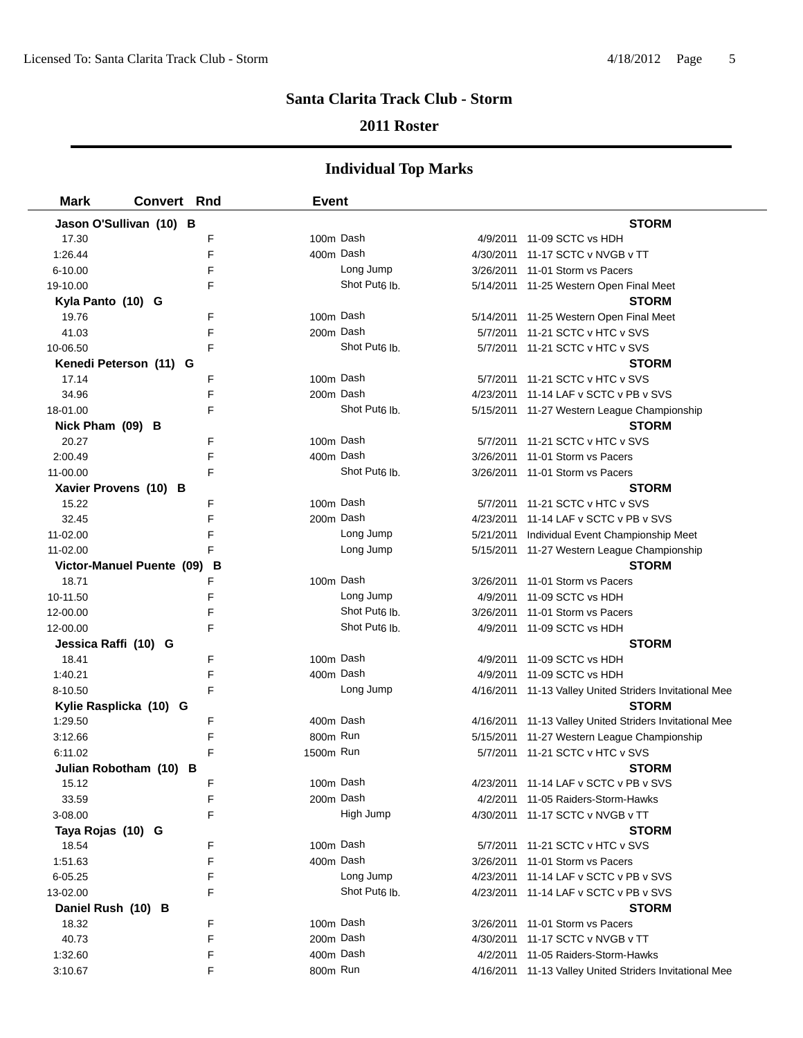## Santa Clarita Track Club - Storm

### 2011 Roster

## Individual Top Marks

| Mark | Convert | Rnd | Event | | Date | Meet |
|---|---|---|---|---|---|---|
| **Jason O'Sullivan (10) B** | | | | | | **STORM** |
| 17.30 | | F | 100m | Dash | 4/9/2011 | 11-09 SCTC vs HDH |
| 1:26.44 | | F | 400m | Dash | 4/30/2011 | 11-17 SCTC v NVGB v TT |
| 6-10.00 | | F | | Long Jump | 3/26/2011 | 11-01 Storm vs Pacers |
| 19-10.00 | | F | | Shot Put6 lb. | 5/14/2011 | 11-25 Western Open Final Meet |
| **Kyla Panto (10) G** | | | | | | **STORM** |
| 19.76 | | F | 100m | Dash | 5/14/2011 | 11-25 Western Open Final Meet |
| 41.03 | | F | 200m | Dash | 5/7/2011 | 11-21 SCTC v HTC v SVS |
| 10-06.50 | | F | | Shot Put6 lb. | 5/7/2011 | 11-21 SCTC v HTC v SVS |
| **Kenedi Peterson (11) G** | | | | | | **STORM** |
| 17.14 | | F | 100m | Dash | 5/7/2011 | 11-21 SCTC v HTC v SVS |
| 34.96 | | F | 200m | Dash | 4/23/2011 | 11-14 LAF v SCTC v PB v SVS |
| 18-01.00 | | F | | Shot Put6 lb. | 5/15/2011 | 11-27 Western League Championship |
| **Nick Pham (09) B** | | | | | | **STORM** |
| 20.27 | | F | 100m | Dash | 5/7/2011 | 11-21 SCTC v HTC v SVS |
| 2:00.49 | | F | 400m | Dash | 3/26/2011 | 11-01 Storm vs Pacers |
| 11-00.00 | | F | | Shot Put6 lb. | 3/26/2011 | 11-01 Storm vs Pacers |
| **Xavier Provens (10) B** | | | | | | **STORM** |
| 15.22 | | F | 100m | Dash | 5/7/2011 | 11-21 SCTC v HTC v SVS |
| 32.45 | | F | 200m | Dash | 4/23/2011 | 11-14 LAF v SCTC v PB v SVS |
| 11-02.00 | | F | | Long Jump | 5/21/2011 | Individual Event Championship Meet |
| 11-02.00 | | F | | Long Jump | 5/15/2011 | 11-27 Western League Championship |
| **Victor-Manuel Puente (09) B** | | | | | | **STORM** |
| 18.71 | | F | 100m | Dash | 3/26/2011 | 11-01 Storm vs Pacers |
| 10-11.50 | | F | | Long Jump | 4/9/2011 | 11-09 SCTC vs HDH |
| 12-00.00 | | F | | Shot Put6 lb. | 3/26/2011 | 11-01 Storm vs Pacers |
| 12-00.00 | | F | | Shot Put6 lb. | 4/9/2011 | 11-09 SCTC vs HDH |
| **Jessica Raffi (10) G** | | | | | | **STORM** |
| 18.41 | | F | 100m | Dash | 4/9/2011 | 11-09 SCTC vs HDH |
| 1:40.21 | | F | 400m | Dash | 4/9/2011 | 11-09 SCTC vs HDH |
| 8-10.50 | | F | | Long Jump | 4/16/2011 | 11-13 Valley United Striders Invitational Mee |
| **Kylie Rasplicka (10) G** | | | | | | **STORM** |
| 1:29.50 | | F | 400m | Dash | 4/16/2011 | 11-13 Valley United Striders Invitational Mee |
| 3:12.66 | | F | 800m | Run | 5/15/2011 | 11-27 Western League Championship |
| 6:11.02 | | F | 1500m | Run | 5/7/2011 | 11-21 SCTC v HTC v SVS |
| **Julian Robotham (10) B** | | | | | | **STORM** |
| 15.12 | | F | 100m | Dash | 4/23/2011 | 11-14 LAF v SCTC v PB v SVS |
| 33.59 | | F | 200m | Dash | 4/2/2011 | 11-05 Raiders-Storm-Hawks |
| 3-08.00 | | F | | High Jump | 4/30/2011 | 11-17 SCTC v NVGB v TT |
| **Taya Rojas (10) G** | | | | | | **STORM** |
| 18.54 | | F | 100m | Dash | 5/7/2011 | 11-21 SCTC v HTC v SVS |
| 1:51.63 | | F | 400m | Dash | 3/26/2011 | 11-01 Storm vs Pacers |
| 6-05.25 | | F | | Long Jump | 4/23/2011 | 11-14 LAF v SCTC v PB v SVS |
| 13-02.00 | | F | | Shot Put6 lb. | 4/23/2011 | 11-14 LAF v SCTC v PB v SVS |
| **Daniel Rush (10) B** | | | | | | **STORM** |
| 18.32 | | F | 100m | Dash | 3/26/2011 | 11-01 Storm vs Pacers |
| 40.73 | | F | 200m | Dash | 4/30/2011 | 11-17 SCTC v NVGB v TT |
| 1:32.60 | | F | 400m | Dash | 4/2/2011 | 11-05 Raiders-Storm-Hawks |
| 3:10.67 | | F | 800m | Run | 4/16/2011 | 11-13 Valley United Striders Invitational Mee |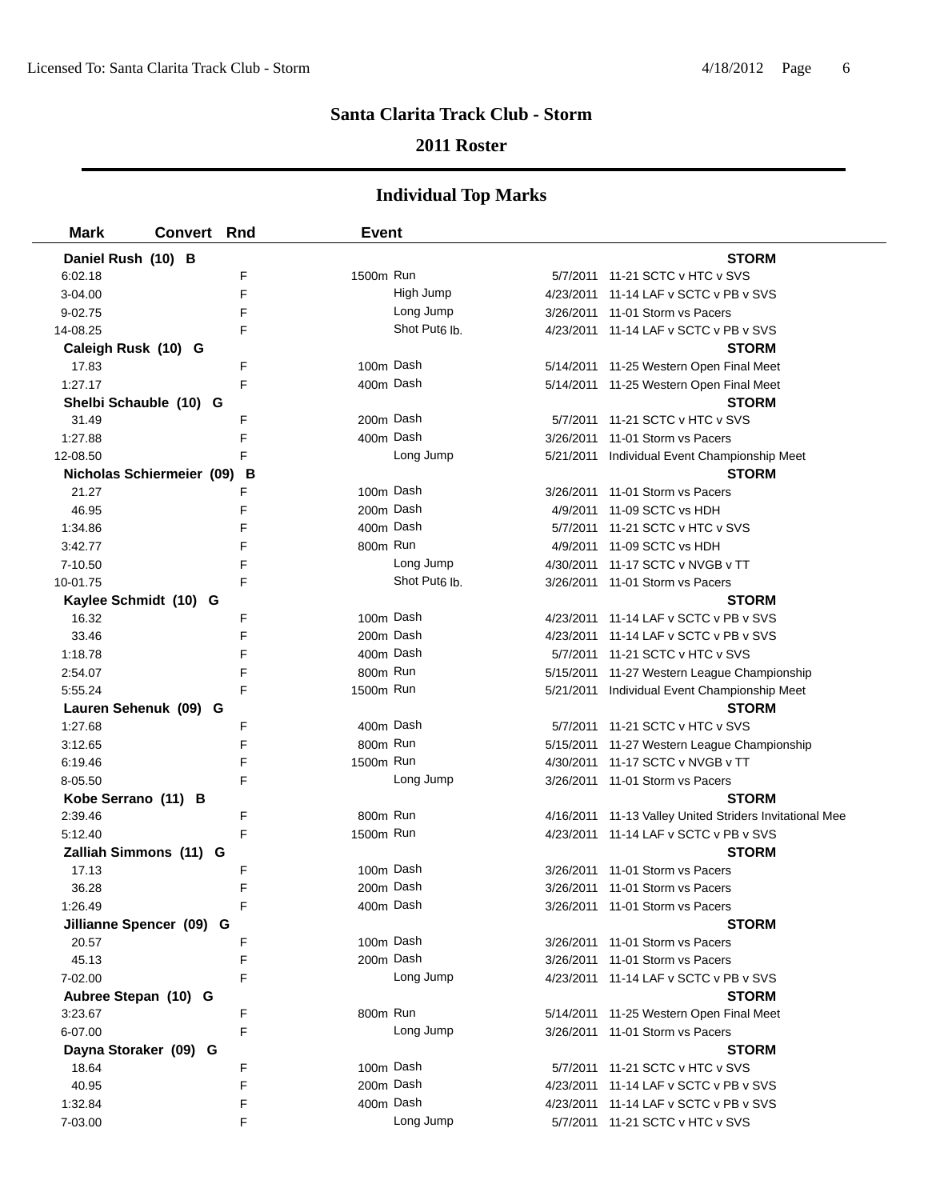## Santa Clarita Track Club - Storm

### 2011 Roster

### Individual Top Marks

| Mark | Convert | Rnd | Event | | Date | Meet |
|---|---|---|---|---|---|---|
| **Daniel Rush (10) B** | | | | | | **STORM** |
| 6:02.18 | | F | 1500m | Run | 5/7/2011 | 11-21 SCTC v HTC v SVS |
| 3-04.00 | | F | | High Jump | 4/23/2011 | 11-14 LAF v SCTC v PB v SVS |
| 9-02.75 | | F | | Long Jump | 3/26/2011 | 11-01 Storm vs Pacers |
| 14-08.25 | | F | | Shot Put6 lb. | 4/23/2011 | 11-14 LAF v SCTC v PB v SVS |
| **Caleigh Rusk (10) G** | | | | | | **STORM** |
| 17.83 | | F | 100m | Dash | 5/14/2011 | 11-25 Western Open Final Meet |
| 1:27.17 | | F | 400m | Dash | 5/14/2011 | 11-25 Western Open Final Meet |
| **Shelbi Schauble (10) G** | | | | | | **STORM** |
| 31.49 | | F | 200m | Dash | 5/7/2011 | 11-21 SCTC v HTC v SVS |
| 1:27.88 | | F | 400m | Dash | 3/26/2011 | 11-01 Storm vs Pacers |
| 12-08.50 | | F | | Long Jump | 5/21/2011 | Individual Event Championship Meet |
| **Nicholas Schiermeier (09) B** | | | | | | **STORM** |
| 21.27 | | F | 100m | Dash | 3/26/2011 | 11-01 Storm vs Pacers |
| 46.95 | | F | 200m | Dash | 4/9/2011 | 11-09 SCTC vs HDH |
| 1:34.86 | | F | 400m | Dash | 5/7/2011 | 11-21 SCTC v HTC v SVS |
| 3:42.77 | | F | 800m | Run | 4/9/2011 | 11-09 SCTC vs HDH |
| 7-10.50 | | F | | Long Jump | 4/30/2011 | 11-17 SCTC v NVGB v TT |
| 10-01.75 | | F | | Shot Put6 lb. | 3/26/2011 | 11-01 Storm vs Pacers |
| **Kaylee Schmidt (10) G** | | | | | | **STORM** |
| 16.32 | | F | 100m | Dash | 4/23/2011 | 11-14 LAF v SCTC v PB v SVS |
| 33.46 | | F | 200m | Dash | 4/23/2011 | 11-14 LAF v SCTC v PB v SVS |
| 1:18.78 | | F | 400m | Dash | 5/7/2011 | 11-21 SCTC v HTC v SVS |
| 2:54.07 | | F | 800m | Run | 5/15/2011 | 11-27 Western League Championship |
| 5:55.24 | | F | 1500m | Run | 5/21/2011 | Individual Event Championship Meet |
| **Lauren Sehenuk (09) G** | | | | | | **STORM** |
| 1:27.68 | | F | 400m | Dash | 5/7/2011 | 11-21 SCTC v HTC v SVS |
| 3:12.65 | | F | 800m | Run | 5/15/2011 | 11-27 Western League Championship |
| 6:19.46 | | F | 1500m | Run | 4/30/2011 | 11-17 SCTC v NVGB v TT |
| 8-05.50 | | F | | Long Jump | 3/26/2011 | 11-01 Storm vs Pacers |
| **Kobe Serrano (11) B** | | | | | | **STORM** |
| 2:39.46 | | F | 800m | Run | 4/16/2011 | 11-13 Valley United Striders Invitational Mee |
| 5:12.40 | | F | 1500m | Run | 4/23/2011 | 11-14 LAF v SCTC v PB v SVS |
| **Zalliah Simmons (11) G** | | | | | | **STORM** |
| 17.13 | | F | 100m | Dash | 3/26/2011 | 11-01 Storm vs Pacers |
| 36.28 | | F | 200m | Dash | 3/26/2011 | 11-01 Storm vs Pacers |
| 1:26.49 | | F | 400m | Dash | 3/26/2011 | 11-01 Storm vs Pacers |
| **Jillianne Spencer (09) G** | | | | | | **STORM** |
| 20.57 | | F | 100m | Dash | 3/26/2011 | 11-01 Storm vs Pacers |
| 45.13 | | F | 200m | Dash | 3/26/2011 | 11-01 Storm vs Pacers |
| 7-02.00 | | F | | Long Jump | 4/23/2011 | 11-14 LAF v SCTC v PB v SVS |
| **Aubree Stepan (10) G** | | | | | | **STORM** |
| 3:23.67 | | F | 800m | Run | 5/14/2011 | 11-25 Western Open Final Meet |
| 6-07.00 | | F | | Long Jump | 3/26/2011 | 11-01 Storm vs Pacers |
| **Dayna Storaker (09) G** | | | | | | **STORM** |
| 18.64 | | F | 100m | Dash | 5/7/2011 | 11-21 SCTC v HTC v SVS |
| 40.95 | | F | 200m | Dash | 4/23/2011 | 11-14 LAF v SCTC v PB v SVS |
| 1:32.84 | | F | 400m | Dash | 4/23/2011 | 11-14 LAF v SCTC v PB v SVS |
| 7-03.00 | | F | | Long Jump | 5/7/2011 | 11-21 SCTC v HTC v SVS |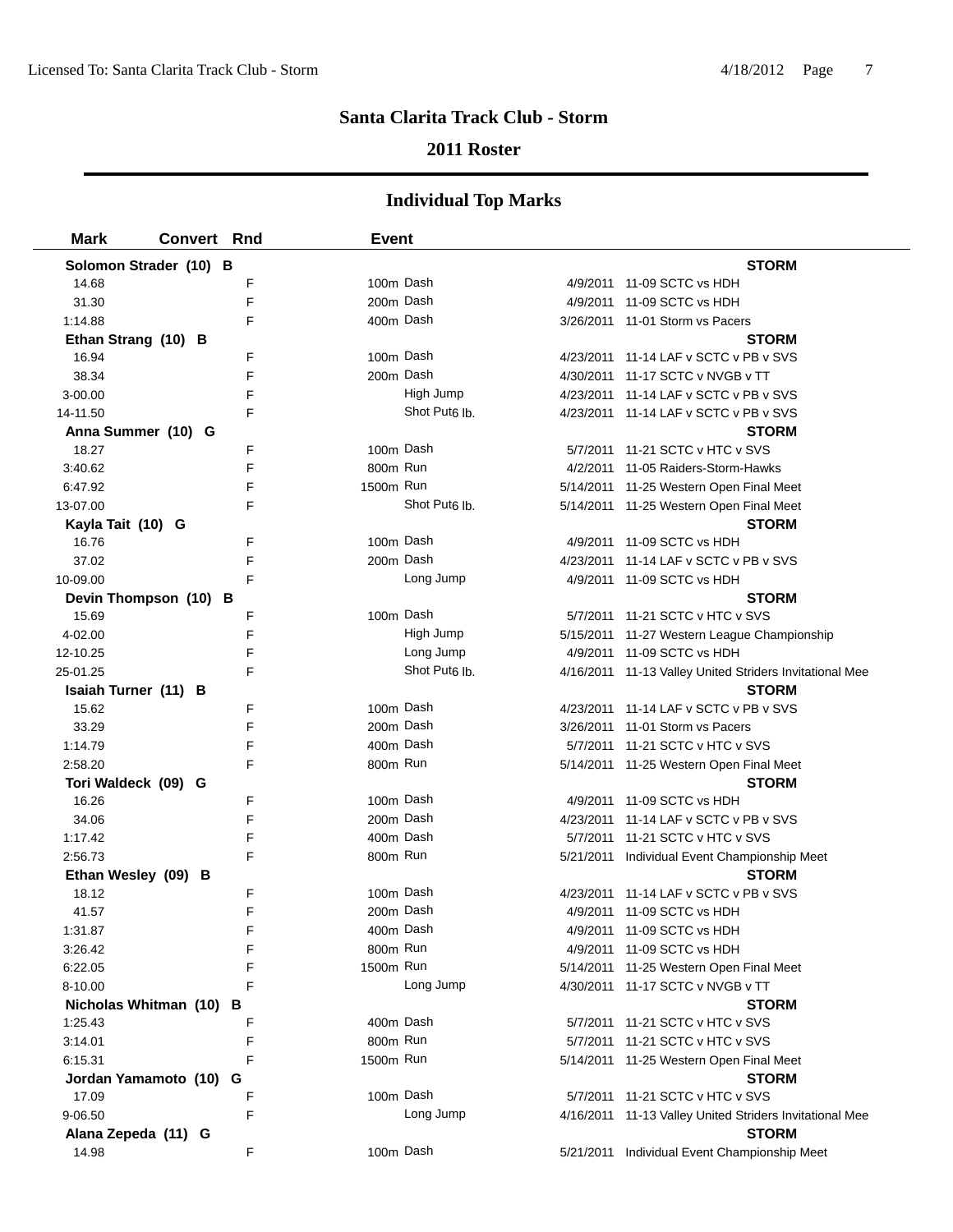## Santa Clarita Track Club - Storm

### 2011 Roster

### Individual Top Marks

| Mark | Convert | Rnd | Event | | Date | Meet |
|---|---|---|---|---|---|---|
| **Solomon Strader (10) B** | | | | | | **STORM** |
| 14.68 | | F | 100m | Dash | 4/9/2011 | 11-09 SCTC vs HDH |
| 31.30 | | F | 200m | Dash | 4/9/2011 | 11-09 SCTC vs HDH |
| 1:14.88 | | F | 400m | Dash | 3/26/2011 | 11-01 Storm vs Pacers |
| **Ethan Strang (10) B** | | | | | | **STORM** |
| 16.94 | | F | 100m | Dash | 4/23/2011 | 11-14 LAF v SCTC v PB v SVS |
| 38.34 | | F | 200m | Dash | 4/30/2011 | 11-17 SCTC v NVGB v TT |
| 3-00.00 | | F | | High Jump | 4/23/2011 | 11-14 LAF v SCTC v PB v SVS |
| 14-11.50 | | F | | Shot Put6 lb. | 4/23/2011 | 11-14 LAF v SCTC v PB v SVS |
| **Anna Summer (10) G** | | | | | | **STORM** |
| 18.27 | | F | 100m | Dash | 5/7/2011 | 11-21 SCTC v HTC v SVS |
| 3:40.62 | | F | 800m | Run | 4/2/2011 | 11-05 Raiders-Storm-Hawks |
| 6:47.92 | | F | 1500m | Run | 5/14/2011 | 11-25 Western Open Final Meet |
| 13-07.00 | | F | | Shot Put6 lb. | 5/14/2011 | 11-25 Western Open Final Meet |
| **Kayla Tait (10) G** | | | | | | **STORM** |
| 16.76 | | F | 100m | Dash | 4/9/2011 | 11-09 SCTC vs HDH |
| 37.02 | | F | 200m | Dash | 4/23/2011 | 11-14 LAF v SCTC v PB v SVS |
| 10-09.00 | | F | | Long Jump | 4/9/2011 | 11-09 SCTC vs HDH |
| **Devin Thompson (10) B** | | | | | | **STORM** |
| 15.69 | | F | 100m | Dash | 5/7/2011 | 11-21 SCTC v HTC v SVS |
| 4-02.00 | | F | | High Jump | 5/15/2011 | 11-27 Western League Championship |
| 12-10.25 | | F | | Long Jump | 4/9/2011 | 11-09 SCTC vs HDH |
| 25-01.25 | | F | | Shot Put6 lb. | 4/16/2011 | 11-13 Valley United Striders Invitational Mee |
| **Isaiah Turner (11) B** | | | | | | **STORM** |
| 15.62 | | F | 100m | Dash | 4/23/2011 | 11-14 LAF v SCTC v PB v SVS |
| 33.29 | | F | 200m | Dash | 3/26/2011 | 11-01 Storm vs Pacers |
| 1:14.79 | | F | 400m | Dash | 5/7/2011 | 11-21 SCTC v HTC v SVS |
| 2:58.20 | | F | 800m | Run | 5/14/2011 | 11-25 Western Open Final Meet |
| **Tori Waldeck (09) G** | | | | | | **STORM** |
| 16.26 | | F | 100m | Dash | 4/9/2011 | 11-09 SCTC vs HDH |
| 34.06 | | F | 200m | Dash | 4/23/2011 | 11-14 LAF v SCTC v PB v SVS |
| 1:17.42 | | F | 400m | Dash | 5/7/2011 | 11-21 SCTC v HTC v SVS |
| 2:56.73 | | F | 800m | Run | 5/21/2011 | Individual Event Championship Meet |
| **Ethan Wesley (09) B** | | | | | | **STORM** |
| 18.12 | | F | 100m | Dash | 4/23/2011 | 11-14 LAF v SCTC v PB v SVS |
| 41.57 | | F | 200m | Dash | 4/9/2011 | 11-09 SCTC vs HDH |
| 1:31.87 | | F | 400m | Dash | 4/9/2011 | 11-09 SCTC vs HDH |
| 3:26.42 | | F | 800m | Run | 4/9/2011 | 11-09 SCTC vs HDH |
| 6:22.05 | | F | 1500m | Run | 5/14/2011 | 11-25 Western Open Final Meet |
| 8-10.00 | | F | | Long Jump | 4/30/2011 | 11-17 SCTC v NVGB v TT |
| **Nicholas Whitman (10) B** | | | | | | **STORM** |
| 1:25.43 | | F | 400m | Dash | 5/7/2011 | 11-21 SCTC v HTC v SVS |
| 3:14.01 | | F | 800m | Run | 5/7/2011 | 11-21 SCTC v HTC v SVS |
| 6:15.31 | | F | 1500m | Run | 5/14/2011 | 11-25 Western Open Final Meet |
| **Jordan Yamamoto (10) G** | | | | | | **STORM** |
| 17.09 | | F | 100m | Dash | 5/7/2011 | 11-21 SCTC v HTC v SVS |
| 9-06.50 | | F | | Long Jump | 4/16/2011 | 11-13 Valley United Striders Invitational Mee |
| **Alana Zepeda (11) G** | | | | | | **STORM** |
| 14.98 | | F | 100m | Dash | 5/21/2011 | Individual Event Championship Meet |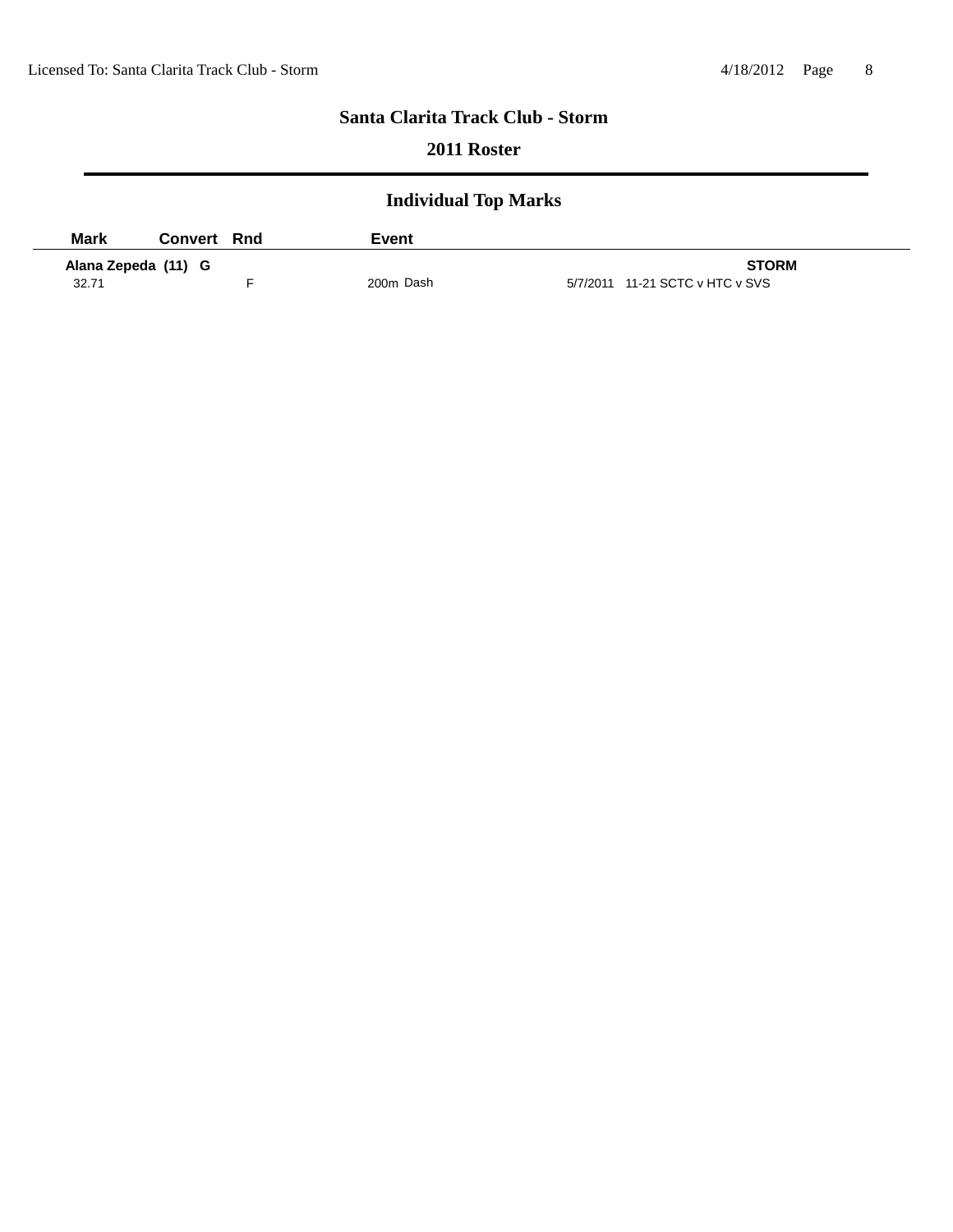## Santa Clarita Track Club - Storm

### 2011 Roster

### Individual Top Marks

| Mark | Convert | Rnd | Event | | |
|---|---|---|---|---|---|
| **Alana Zepeda (11) G** | | | | | **STORM** |
| 32.71 | | F | 200m Dash | 5/7/2011 | 11-21 SCTC v HTC v SVS |